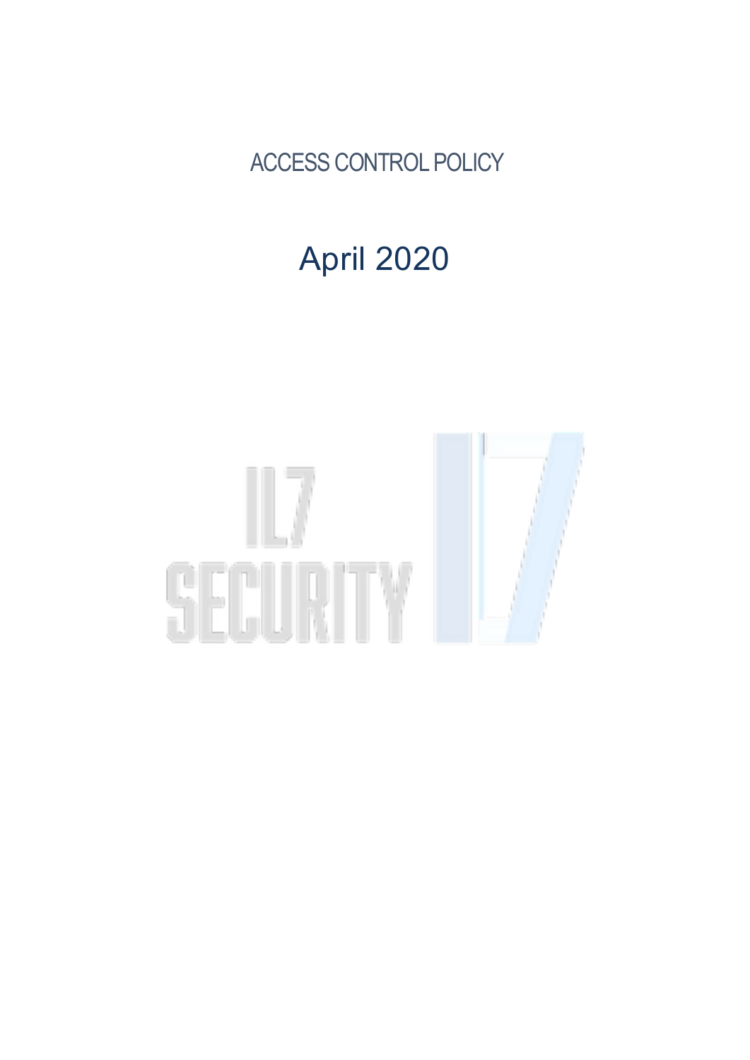# ACCESS CONTROL POLICY

## April 2020

IL7 SECURITY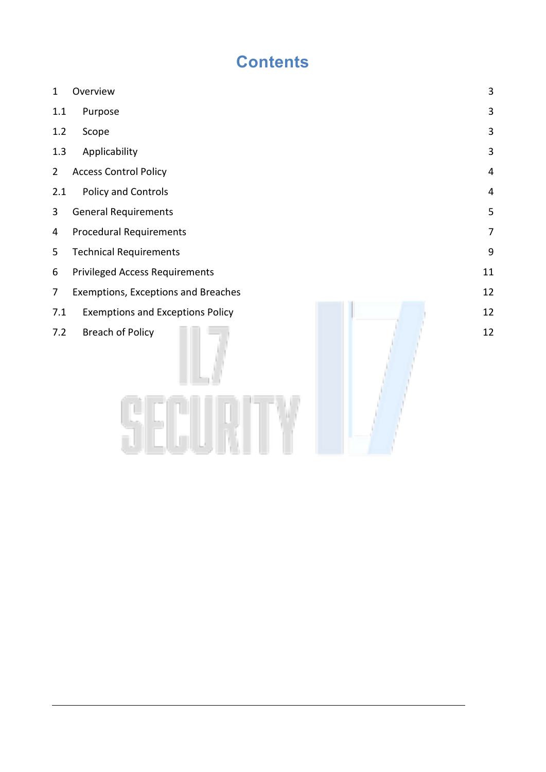# Contents

| | | |
|---|---|---|
| 1 | Overview | 3 |
| 1.1 | Purpose | 3 |
| 1.2 | Scope | 3 |
| 1.3 | Applicability | 3 |
| 2 | Access Control Policy | 4 |
| 2.1 | Policy and Controls | 4 |
| 3 | General Requirements | 5 |
| 4 | Procedural Requirements | 7 |
| 5 | Technical Requirements | 9 |
| 6 | Privileged Access Requirements | 11 |
| 7 | Exemptions, Exceptions and Breaches | 12 |
| 7.1 | Exemptions and Exceptions Policy | 12 |
| 7.2 | Breach of Policy | 12 |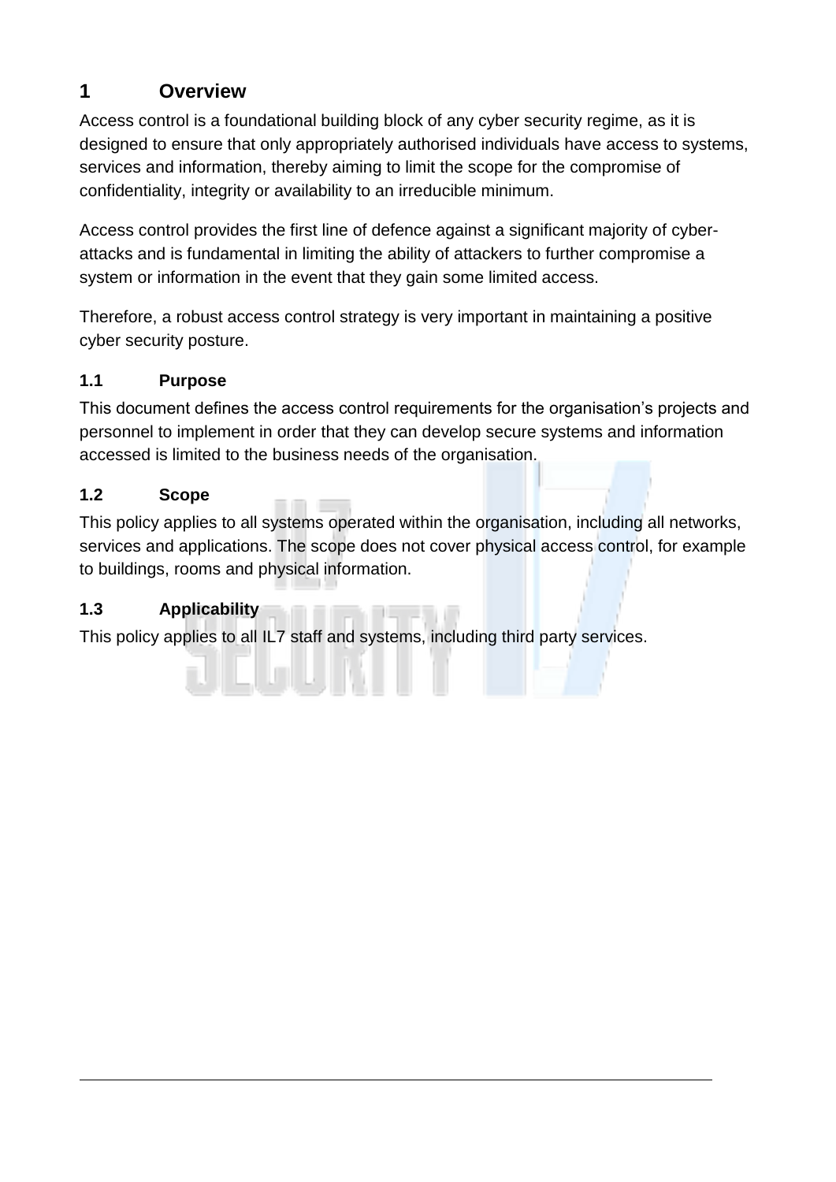# 1 Overview

Access control is a foundational building block of any cyber security regime, as it is designed to ensure that only appropriately authorised individuals have access to systems, services and information, thereby aiming to limit the scope for the compromise of confidentiality, integrity or availability to an irreducible minimum.

Access control provides the first line of defence against a significant majority of cyber-attacks and is fundamental in limiting the ability of attackers to further compromise a system or information in the event that they gain some limited access.

Therefore, a robust access control strategy is very important in maintaining a positive cyber security posture.

## 1.1 Purpose

This document defines the access control requirements for the organisation's projects and personnel to implement in order that they can develop secure systems and information accessed is limited to the business needs of the organisation.

## 1.2 Scope

This policy applies to all systems operated within the organisation, including all networks, services and applications. The scope does not cover physical access control, for example to buildings, rooms and physical information.

## 1.3 Applicability

This policy applies to all IL7 staff and systems, including third party services.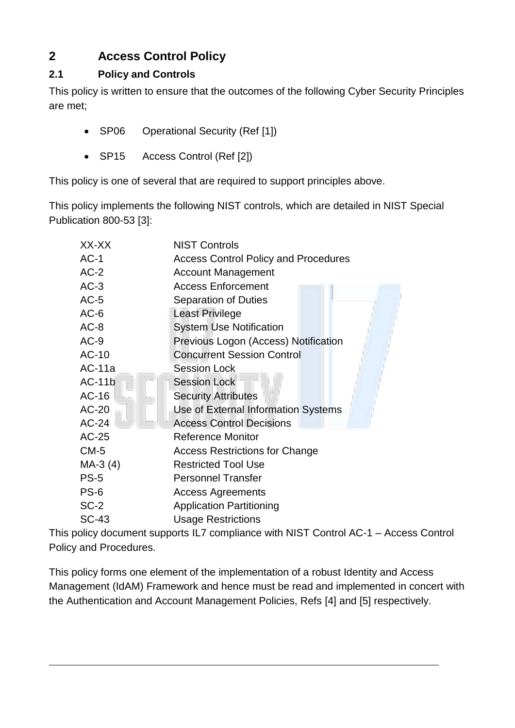# 2 Access Control Policy

## 2.1 Policy and Controls

This policy is written to ensure that the outcomes of the following Cyber Security Principles are met;

- SP06 Operational Security (Ref [1])
- SP15 Access Control (Ref [2])

This policy is one of several that are required to support principles above.

This policy implements the following NIST controls, which are detailed in NIST Special Publication 800-53 [3]:

| XX-XX | NIST Controls |
|---|---|
| AC-1 | Access Control Policy and Procedures |
| AC-2 | Account Management |
| AC-3 | Access Enforcement |
| AC-5 | Separation of Duties |
| AC-6 | Least Privilege |
| AC-8 | System Use Notification |
| AC-9 | Previous Logon (Access) Notification |
| AC-10 | Concurrent Session Control |
| AC-11a | Session Lock |
| AC-11b | Session Lock |
| AC-16 | Security Attributes |
| AC-20 | Use of External Information Systems |
| AC-24 | Access Control Decisions |
| AC-25 | Reference Monitor |
| CM-5 | Access Restrictions for Change |
| MA-3 (4) | Restricted Tool Use |
| PS-5 | Personnel Transfer |
| PS-6 | Access Agreements |
| SC-2 | Application Partitioning |
| SC-43 | Usage Restrictions |

This policy document supports IL7 compliance with NIST Control AC-1 – Access Control Policy and Procedures.

This policy forms one element of the implementation of a robust Identity and Access Management (IdAM) Framework and hence must be read and implemented in concert with the Authentication and Account Management Policies, Refs [4] and [5] respectively.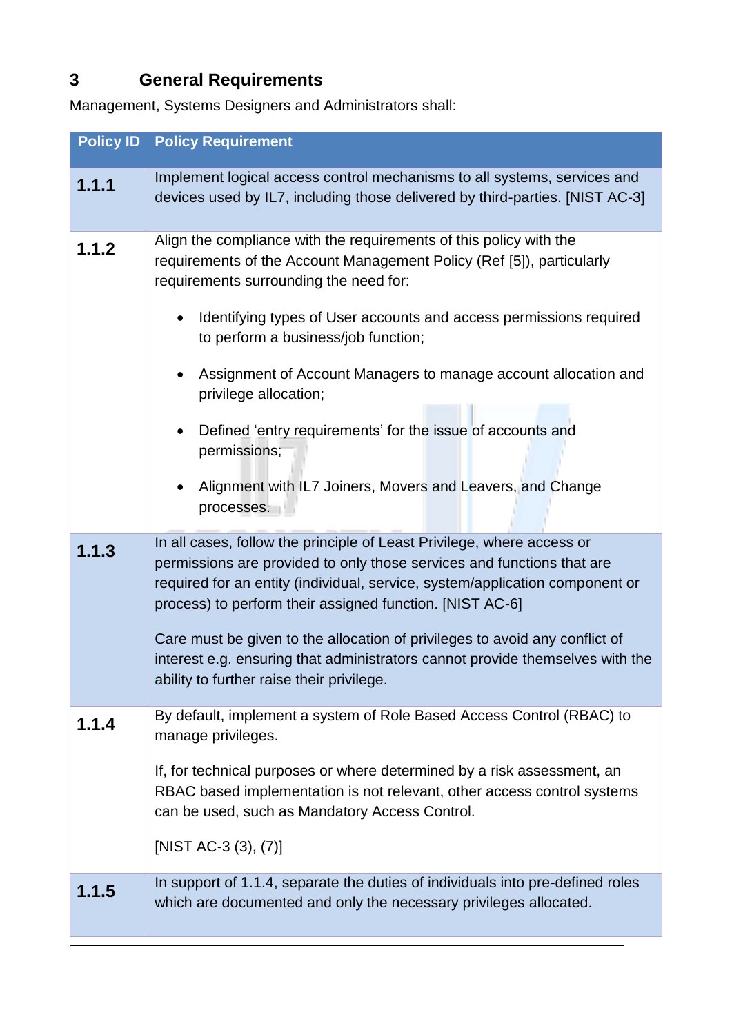# 3 General Requirements

Management, Systems Designers and Administrators shall:

| Policy ID | Policy Requirement |
|---|---|
| **1.1.1** | Implement logical access control mechanisms to all systems, services and devices used by IL7, including those delivered by third-parties. [NIST AC-3] |
| **1.1.2** | Align the compliance with the requirements of this policy with the requirements of the Account Management Policy (Ref [5]), particularly requirements surrounding the need for:<br><br>• Identifying types of User accounts and access permissions required to perform a business/job function;<br><br>• Assignment of Account Managers to manage account allocation and privilege allocation;<br><br>• Defined 'entry requirements' for the issue of accounts and permissions;<br><br>• Alignment with IL7 Joiners, Movers and Leavers, and Change processes. |
| **1.1.3** | In all cases, follow the principle of Least Privilege, where access or permissions are provided to only those services and functions that are required for an entity (individual, service, system/application component or process) to perform their assigned function. [NIST AC-6]<br><br>Care must be given to the allocation of privileges to avoid any conflict of interest e.g. ensuring that administrators cannot provide themselves with the ability to further raise their privilege. |
| **1.1.4** | By default, implement a system of Role Based Access Control (RBAC) to manage privileges.<br><br>If, for technical purposes or where determined by a risk assessment, an RBAC based implementation is not relevant, other access control systems can be used, such as Mandatory Access Control.<br><br>[NIST AC-3 (3), (7)] |
| **1.1.5** | In support of 1.1.4, separate the duties of individuals into pre-defined roles which are documented and only the necessary privileges allocated. |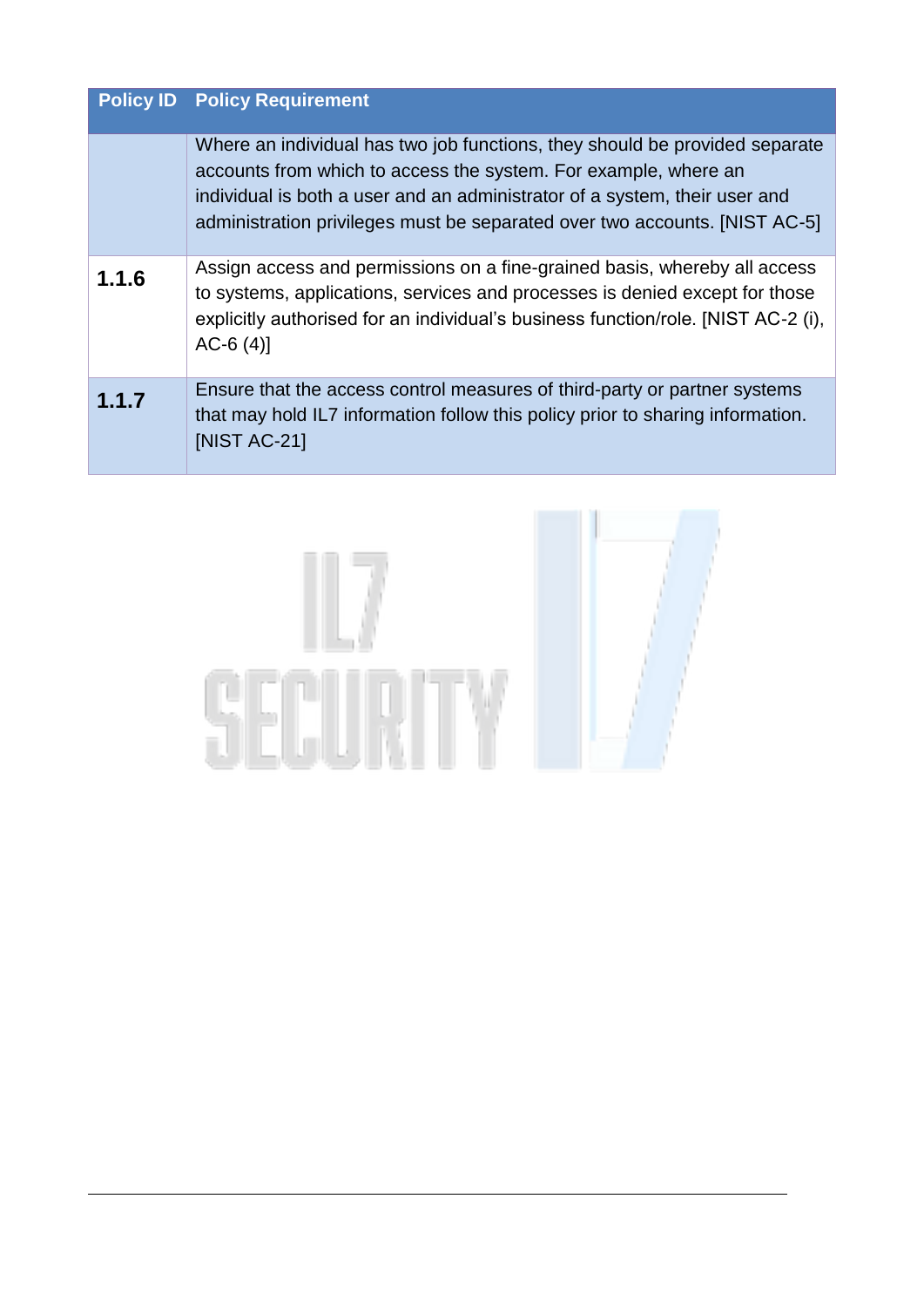| Policy ID | Policy Requirement |
| --- | --- |
| | Where an individual has two job functions, they should be provided separate accounts from which to access the system. For example, where an individual is both a user and an administrator of a system, their user and administration privileges must be separated over two accounts. [NIST AC-5] |
| **1.1.6** | Assign access and permissions on a fine-grained basis, whereby all access to systems, applications, services and processes is denied except for those explicitly authorised for an individual's business function/role. [NIST AC-2 (i), AC-6 (4)] |
| **1.1.7** | Ensure that the access control measures of third-party or partner systems that may hold IL7 information follow this policy prior to sharing information. [NIST AC-21] |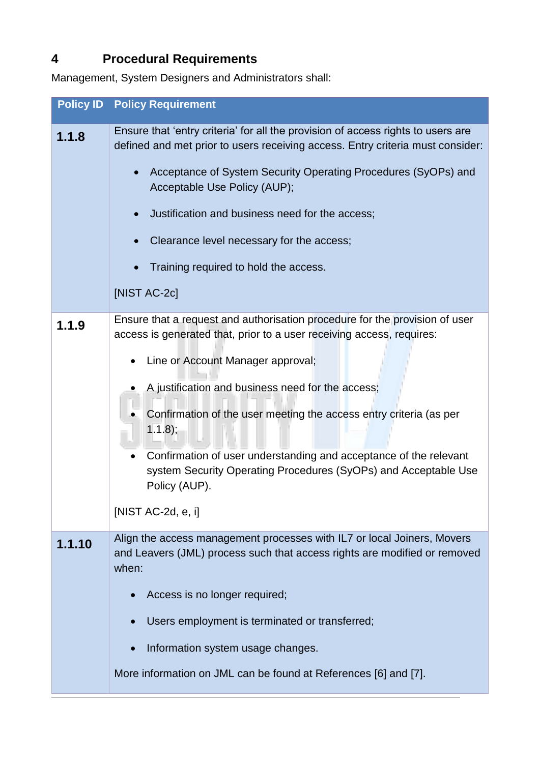## 4 Procedural Requirements

Management, System Designers and Administrators shall:

| Policy ID | Policy Requirement |
|---|---|
| **1.1.8** | Ensure that 'entry criteria' for all the provision of access rights to users are defined and met prior to users receiving access. Entry criteria must consider:<br>• Acceptance of System Security Operating Procedures (SyOPs) and Acceptable Use Policy (AUP);<br>• Justification and business need for the access;<br>• Clearance level necessary for the access;<br>• Training required to hold the access.<br>[NIST AC-2c] |
| **1.1.9** | Ensure that a request and authorisation procedure for the provision of user access is generated that, prior to a user receiving access, requires:<br>• Line or Account Manager approval;<br>• A justification and business need for the access;<br>• Confirmation of the user meeting the access entry criteria (as per 1.1.8);<br>• Confirmation of user understanding and acceptance of the relevant system Security Operating Procedures (SyOPs) and Acceptable Use Policy (AUP).<br>[NIST AC-2d, e, i] |
| **1.1.10** | Align the access management processes with IL7 or local Joiners, Movers and Leavers (JML) process such that access rights are modified or removed when:<br>• Access is no longer required;<br>• Users employment is terminated or transferred;<br>• Information system usage changes.<br>More information on JML can be found at References [6] and [7]. |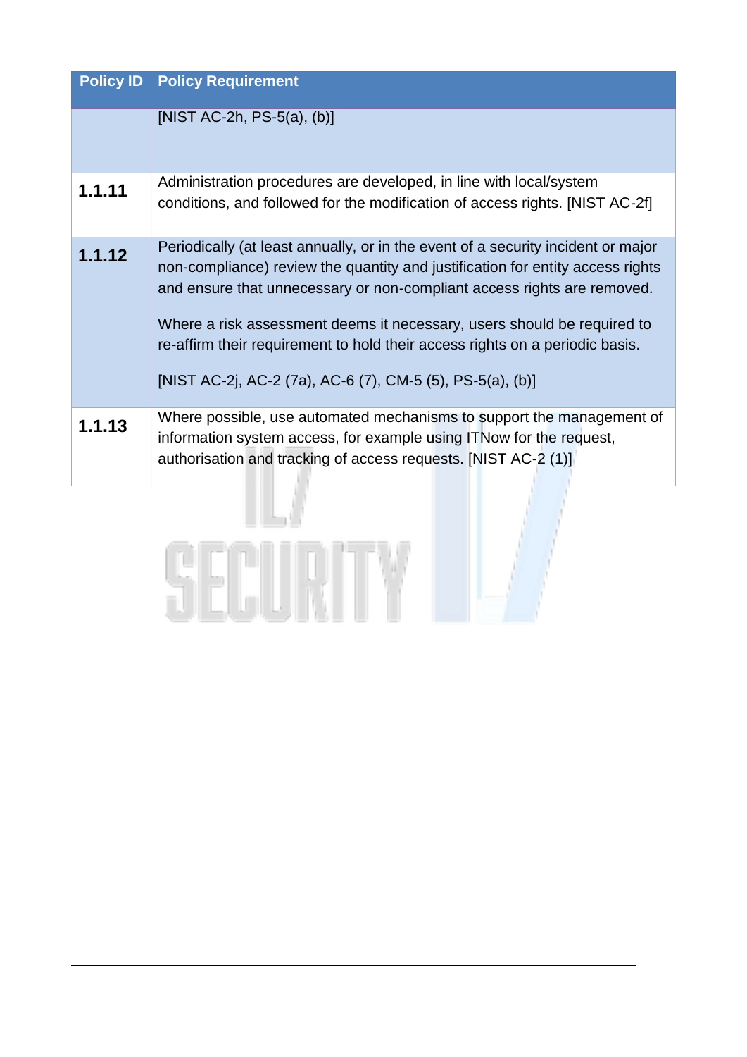| Policy ID | Policy Requirement |
| --- | --- |
| | [NIST AC-2h, PS-5(a), (b)] |
| **1.1.11** | Administration procedures are developed, in line with local/system conditions, and followed for the modification of access rights. [NIST AC-2f] |
| **1.1.12** | Periodically (at least annually, or in the event of a security incident or major non-compliance) review the quantity and justification for entity access rights and ensure that unnecessary or non-compliant access rights are removed.<br><br>Where a risk assessment deems it necessary, users should be required to re-affirm their requirement to hold their access rights on a periodic basis.<br><br>[NIST AC-2j, AC-2 (7a), AC-6 (7), CM-5 (5), PS-5(a), (b)] |
| **1.1.13** | Where possible, use automated mechanisms to support the management of information system access, for example using ITNow for the request, authorisation and tracking of access requests. [NIST AC-2 (1)] |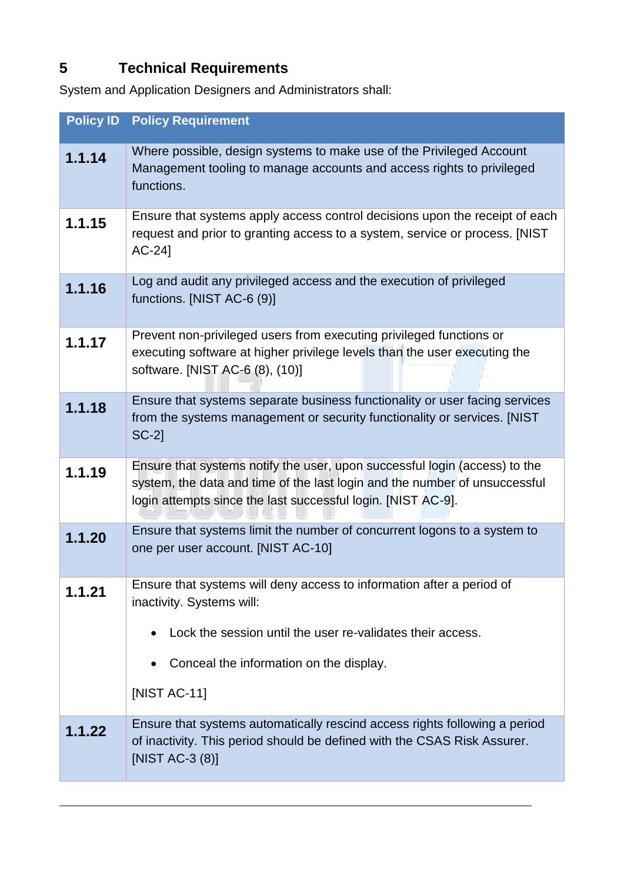# 5 Technical Requirements

System and Application Designers and Administrators shall:

| Policy ID | Policy Requirement |
|---|---|
| **1.1.14** | Where possible, design systems to make use of the Privileged Account Management tooling to manage accounts and access rights to privileged functions. |
| **1.1.15** | Ensure that systems apply access control decisions upon the receipt of each request and prior to granting access to a system, service or process. [NIST AC-24] |
| **1.1.16** | Log and audit any privileged access and the execution of privileged functions. [NIST AC-6 (9)] |
| **1.1.17** | Prevent non-privileged users from executing privileged functions or executing software at higher privilege levels than the user executing the software. [NIST AC-6 (8), (10)] |
| **1.1.18** | Ensure that systems separate business functionality or user facing services from the systems management or security functionality or services. [NIST SC-2] |
| **1.1.19** | Ensure that systems notify the user, upon successful login (access) to the system, the data and time of the last login and the number of unsuccessful login attempts since the last successful login. [NIST AC-9]. |
| **1.1.20** | Ensure that systems limit the number of concurrent logons to a system to one per user account. [NIST AC-10] |
| **1.1.21** | Ensure that systems will deny access to information after a period of inactivity. Systems will:<br>• Lock the session until the user re-validates their access.<br>• Conceal the information on the display.<br>[NIST AC-11] |
| **1.1.22** | Ensure that systems automatically rescind access rights following a period of inactivity. This period should be defined with the CSAS Risk Assurer. [NIST AC-3 (8)] |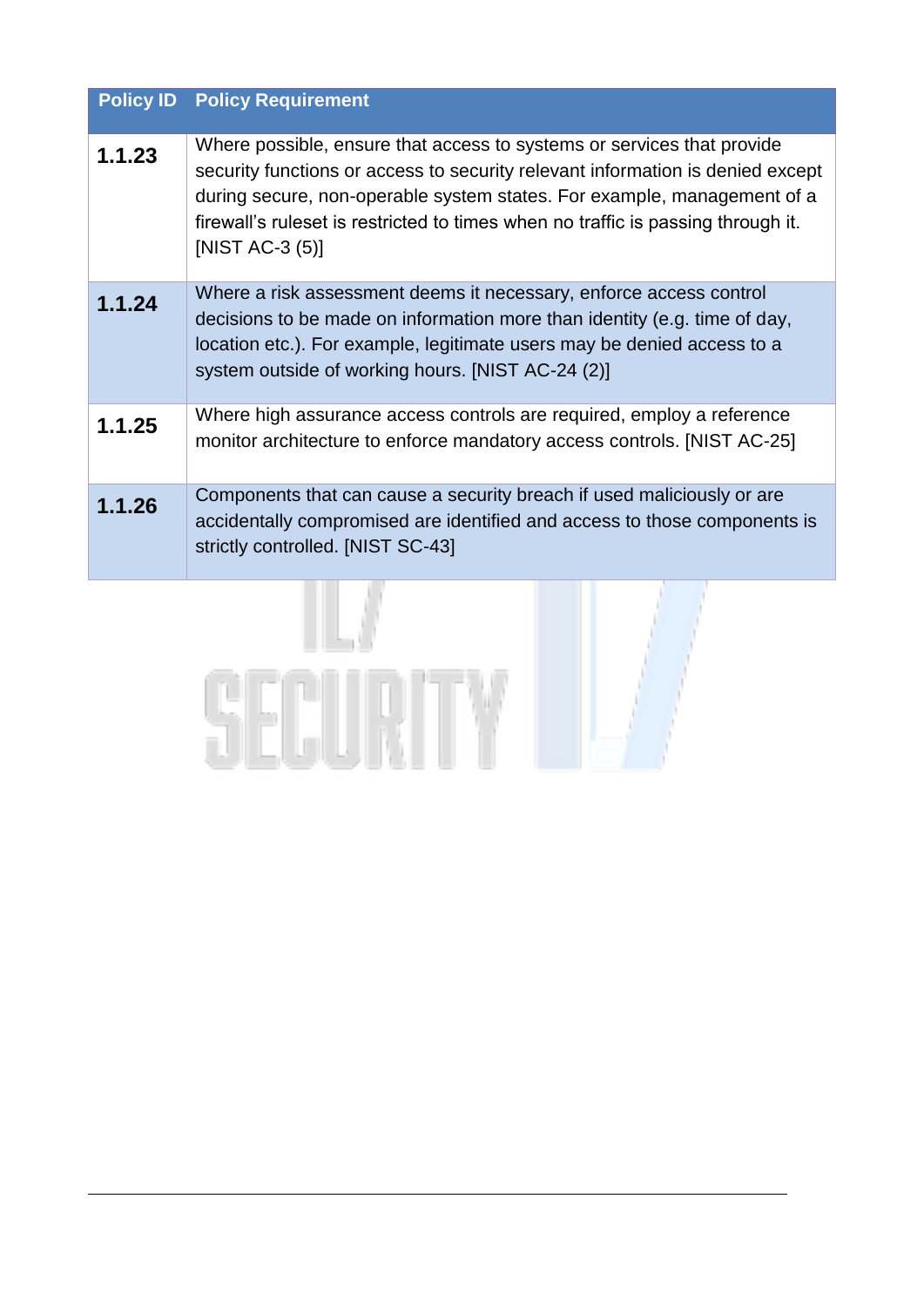| Policy ID | Policy Requirement |
| --- | --- |
| **1.1.23** | Where possible, ensure that access to systems or services that provide security functions or access to security relevant information is denied except during secure, non-operable system states. For example, management of a firewall's ruleset is restricted to times when no traffic is passing through it. [NIST AC-3 (5)] |
| **1.1.24** | Where a risk assessment deems it necessary, enforce access control decisions to be made on information more than identity (e.g. time of day, location etc.). For example, legitimate users may be denied access to a system outside of working hours. [NIST AC-24 (2)] |
| **1.1.25** | Where high assurance access controls are required, employ a reference monitor architecture to enforce mandatory access controls. [NIST AC-25] |
| **1.1.26** | Components that can cause a security breach if used maliciously or are accidentally compromised are identified and access to those components is strictly controlled. [NIST SC-43] |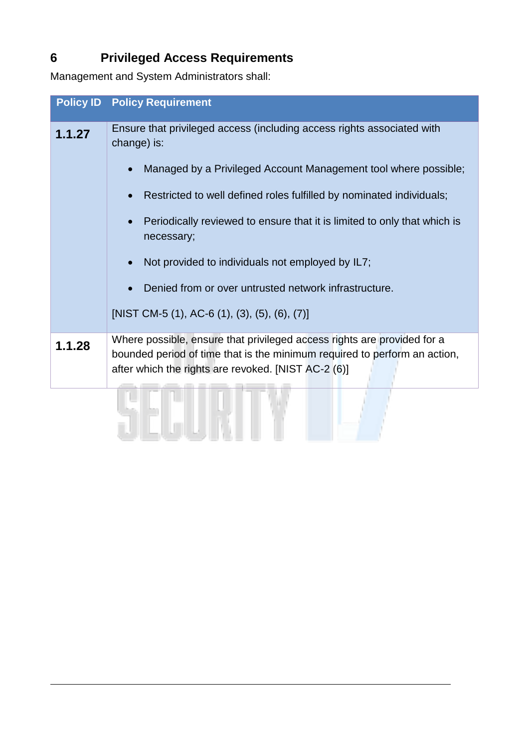## 6 Privileged Access Requirements

Management and System Administrators shall:

| Policy ID | Policy Requirement |
|---|---|
| **1.1.27** | Ensure that privileged access (including access rights associated with change) is:<br><br>• Managed by a Privileged Account Management tool where possible;<br>• Restricted to well defined roles fulfilled by nominated individuals;<br>• Periodically reviewed to ensure that it is limited to only that which is necessary;<br>• Not provided to individuals not employed by IL7;<br>• Denied from or over untrusted network infrastructure.<br><br>[NIST CM-5 (1), AC-6 (1), (3), (5), (6), (7)] |
| **1.1.28** | Where possible, ensure that privileged access rights are provided for a bounded period of time that is the minimum required to perform an action, after which the rights are revoked. [NIST AC-2 (6)] |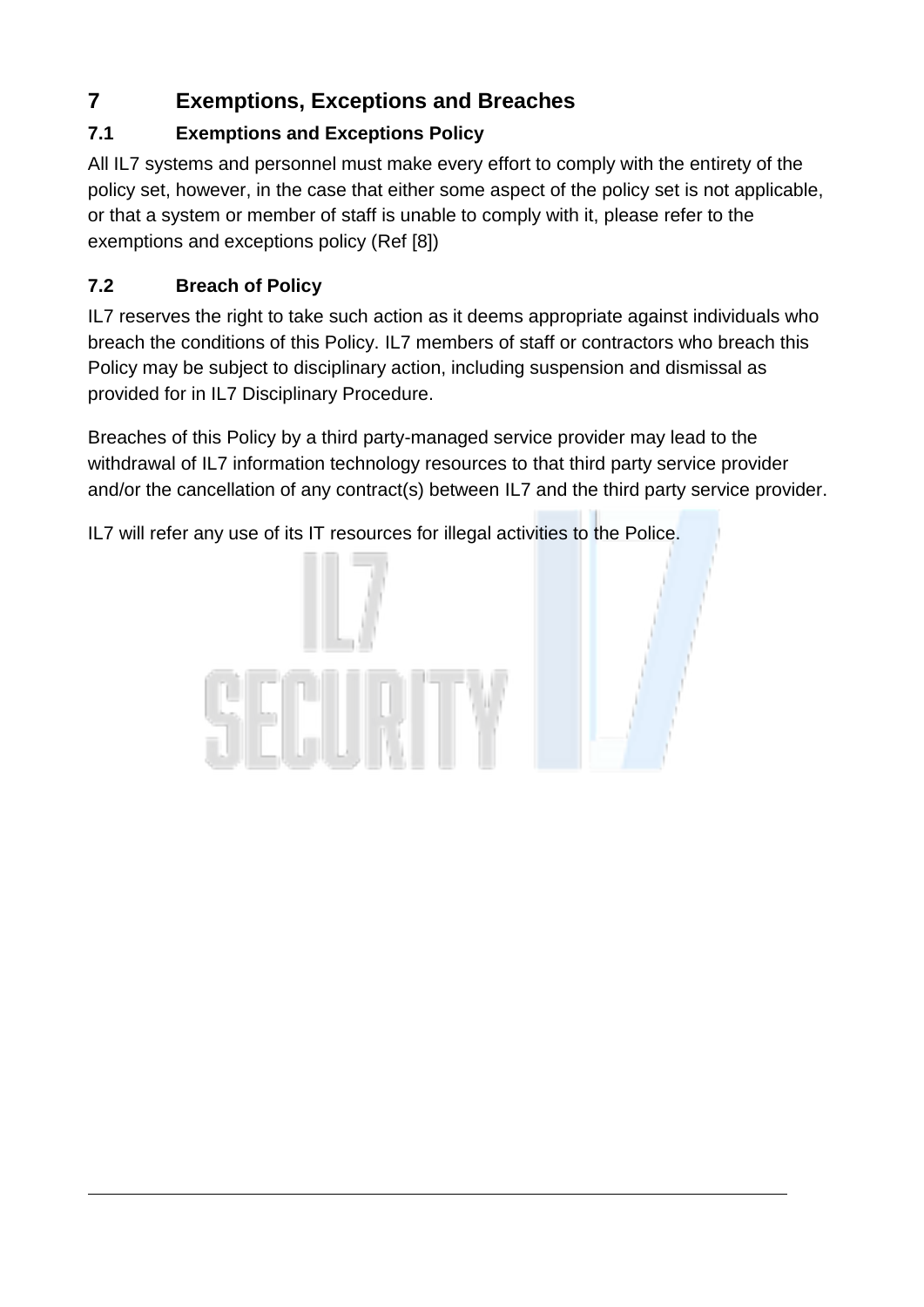# 7 Exemptions, Exceptions and Breaches

## 7.1 Exemptions and Exceptions Policy

All IL7 systems and personnel must make every effort to comply with the entirety of the policy set, however, in the case that either some aspect of the policy set is not applicable, or that a system or member of staff is unable to comply with it, please refer to the exemptions and exceptions policy (Ref [8])

## 7.2 Breach of Policy

IL7 reserves the right to take such action as it deems appropriate against individuals who breach the conditions of this Policy. IL7 members of staff or contractors who breach this Policy may be subject to disciplinary action, including suspension and dismissal as provided for in IL7 Disciplinary Procedure.

Breaches of this Policy by a third party-managed service provider may lead to the withdrawal of IL7 information technology resources to that third party service provider and/or the cancellation of any contract(s) between IL7 and the third party service provider.

IL7 will refer any use of its IT resources for illegal activities to the Police.